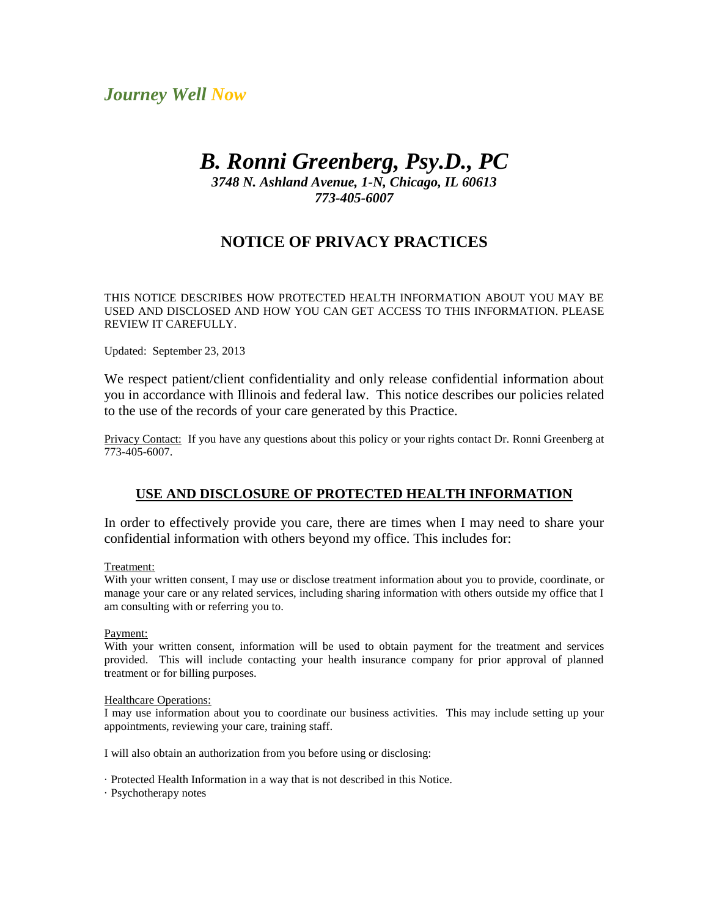*Journey Well Now*

# *B. Ronni Greenberg, Psy.D., PC*

***3748 N. Ashland Avenue, 1-N, Chicago, IL 60613***
***773-405-6007***

## NOTICE OF PRIVACY PRACTICES

THIS NOTICE DESCRIBES HOW PROTECTED HEALTH INFORMATION ABOUT YOU MAY BE USED AND DISCLOSED AND HOW YOU CAN GET ACCESS TO THIS INFORMATION. PLEASE REVIEW IT CAREFULLY.

Updated: September 23, 2013

We respect patient/client confidentiality and only release confidential information about you in accordance with Illinois and federal law. This notice describes our policies related to the use of the records of your care generated by this Practice.

Privacy Contact: If you have any questions about this policy or your rights contact Dr. Ronni Greenberg at 773-405-6007.

### USE AND DISCLOSURE OF PROTECTED HEALTH INFORMATION

In order to effectively provide you care, there are times when I may need to share your confidential information with others beyond my office. This includes for:

Treatment:
With your written consent, I may use or disclose treatment information about you to provide, coordinate, or manage your care or any related services, including sharing information with others outside my office that I am consulting with or referring you to.

Payment:
With your written consent, information will be used to obtain payment for the treatment and services provided. This will include contacting your health insurance company for prior approval of planned treatment or for billing purposes.

Healthcare Operations:
I may use information about you to coordinate our business activities. This may include setting up your appointments, reviewing your care, training staff.

I will also obtain an authorization from you before using or disclosing:

- Protected Health Information in a way that is not described in this Notice.
- Psychotherapy notes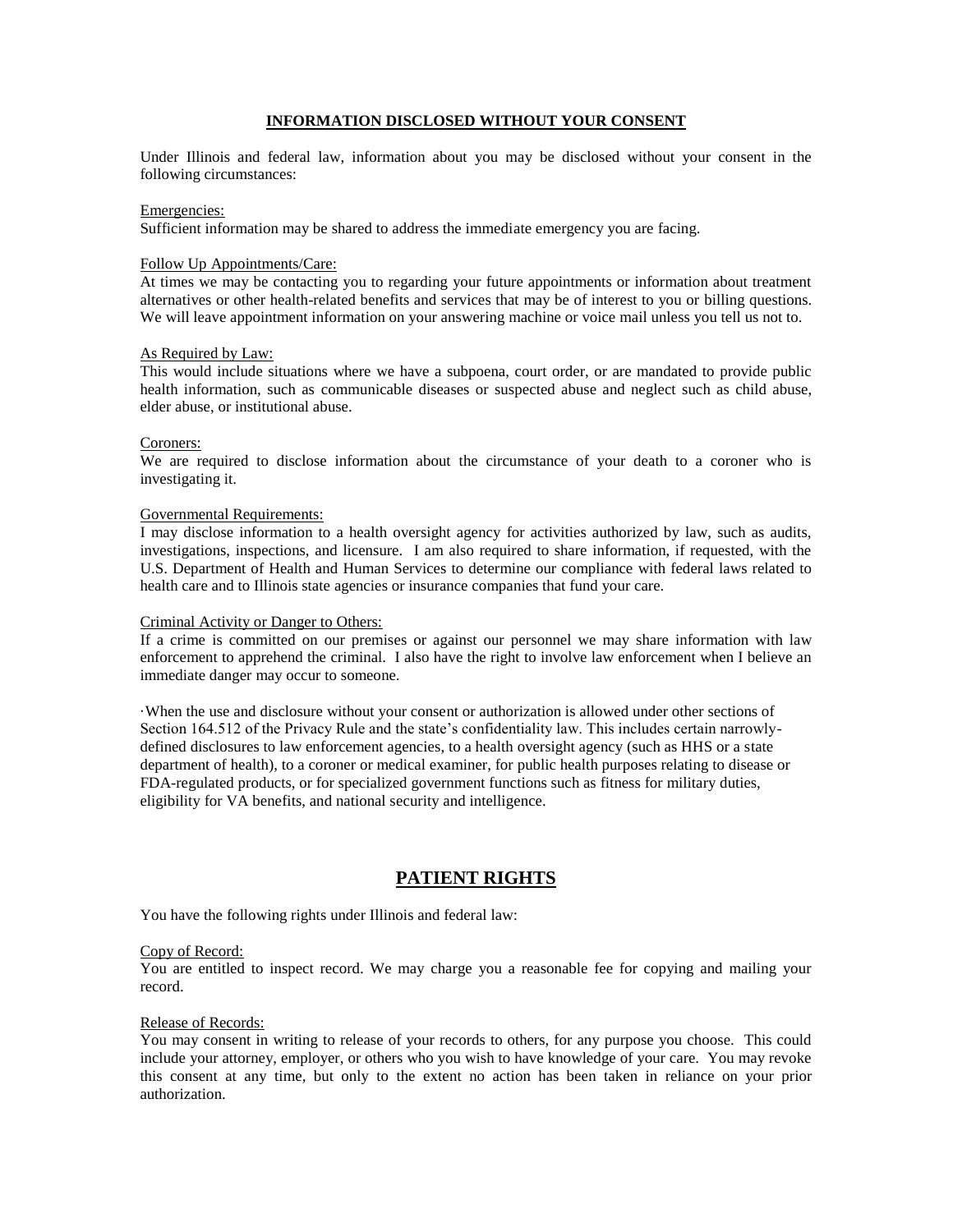## INFORMATION DISCLOSED WITHOUT YOUR CONSENT

Under Illinois and federal law, information about you may be disclosed without your consent in the following circumstances:

Emergencies:
Sufficient information may be shared to address the immediate emergency you are facing.

Follow Up Appointments/Care:
At times we may be contacting you to regarding your future appointments or information about treatment alternatives or other health-related benefits and services that may be of interest to you or billing questions. We will leave appointment information on your answering machine or voice mail unless you tell us not to.

As Required by Law:
This would include situations where we have a subpoena, court order, or are mandated to provide public health information, such as communicable diseases or suspected abuse and neglect such as child abuse, elder abuse, or institutional abuse.

Coroners:
We are required to disclose information about the circumstance of your death to a coroner who is investigating it.

Governmental Requirements:
I may disclose information to a health oversight agency for activities authorized by law, such as audits, investigations, inspections, and licensure. I am also required to share information, if requested, with the U.S. Department of Health and Human Services to determine our compliance with federal laws related to health care and to Illinois state agencies or insurance companies that fund your care.

Criminal Activity or Danger to Others:
If a crime is committed on our premises or against our personnel we may share information with law enforcement to apprehend the criminal. I also have the right to involve law enforcement when I believe an immediate danger may occur to someone.

·When the use and disclosure without your consent or authorization is allowed under other sections of Section 164.512 of the Privacy Rule and the state's confidentiality law. This includes certain narrowly-defined disclosures to law enforcement agencies, to a health oversight agency (such as HHS or a state department of health), to a coroner or medical examiner, for public health purposes relating to disease or FDA-regulated products, or for specialized government functions such as fitness for military duties, eligibility for VA benefits, and national security and intelligence.

## PATIENT RIGHTS

You have the following rights under Illinois and federal law:

Copy of Record:
You are entitled to inspect record. We may charge you a reasonable fee for copying and mailing your record.

Release of Records:
You may consent in writing to release of your records to others, for any purpose you choose. This could include your attorney, employer, or others who you wish to have knowledge of your care. You may revoke this consent at any time, but only to the extent no action has been taken in reliance on your prior authorization.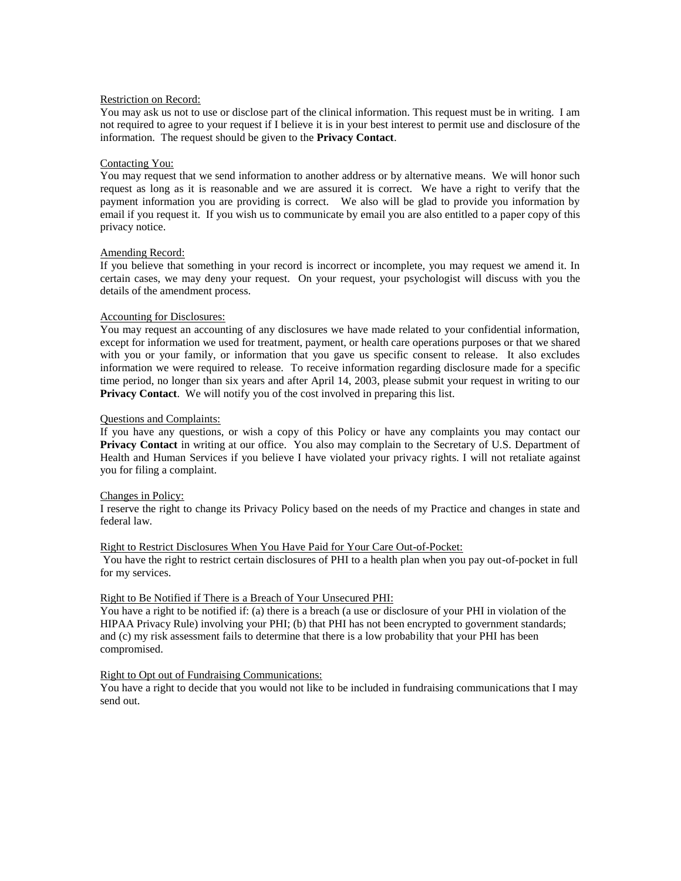Restriction on Record:

You may ask us not to use or disclose part of the clinical information. This request must be in writing. I am not required to agree to your request if I believe it is in your best interest to permit use and disclosure of the information. The request should be given to the **Privacy Contact**.

Contacting You:

You may request that we send information to another address or by alternative means. We will honor such request as long as it is reasonable and we are assured it is correct. We have a right to verify that the payment information you are providing is correct. We also will be glad to provide you information by email if you request it. If you wish us to communicate by email you are also entitled to a paper copy of this privacy notice.

Amending Record:

If you believe that something in your record is incorrect or incomplete, you may request we amend it. In certain cases, we may deny your request. On your request, your psychologist will discuss with you the details of the amendment process.

Accounting for Disclosures:

You may request an accounting of any disclosures we have made related to your confidential information, except for information we used for treatment, payment, or health care operations purposes or that we shared with you or your family, or information that you gave us specific consent to release. It also excludes information we were required to release. To receive information regarding disclosure made for a specific time period, no longer than six years and after April 14, 2003, please submit your request in writing to our **Privacy Contact**. We will notify you of the cost involved in preparing this list.

Questions and Complaints:

If you have any questions, or wish a copy of this Policy or have any complaints you may contact our **Privacy Contact** in writing at our office. You also may complain to the Secretary of U.S. Department of Health and Human Services if you believe I have violated your privacy rights. I will not retaliate against you for filing a complaint.

Changes in Policy:

I reserve the right to change its Privacy Policy based on the needs of my Practice and changes in state and federal law.

Right to Restrict Disclosures When You Have Paid for Your Care Out-of-Pocket:

You have the right to restrict certain disclosures of PHI to a health plan when you pay out-of-pocket in full for my services.

Right to Be Notified if There is a Breach of Your Unsecured PHI:

You have a right to be notified if: (a) there is a breach (a use or disclosure of your PHI in violation of the HIPAA Privacy Rule) involving your PHI; (b) that PHI has not been encrypted to government standards; and (c) my risk assessment fails to determine that there is a low probability that your PHI has been compromised.

Right to Opt out of Fundraising Communications:

You have a right to decide that you would not like to be included in fundraising communications that I may send out.